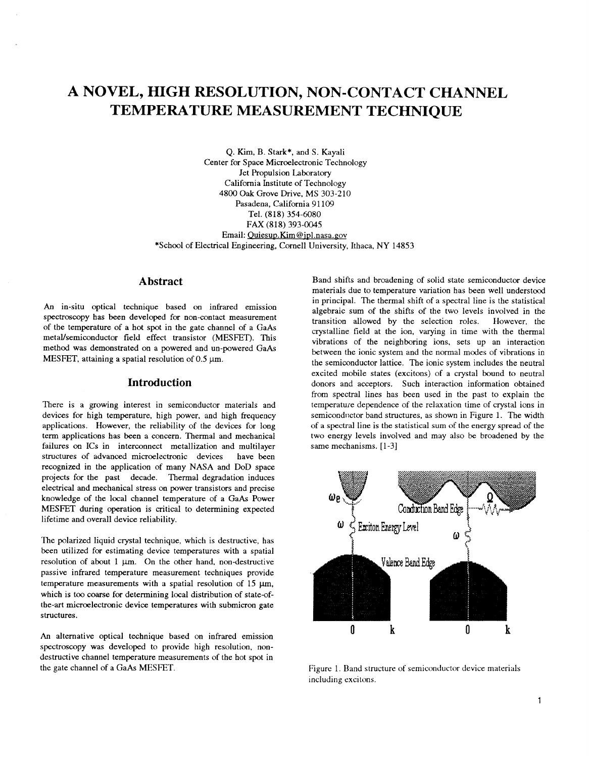# A NOVEL, HIGH RESOLUTION, NON-CONTACT CHANNEL TEMPERATURE MEASUREMENT TECHNIQUE

Q. Kim, B. Stark*, and S. Kayali
Center for Space Microelectronic Technology
Jet Propulsion Laboratory
California Institute of Technology
4800 Oak Grove Drive, MS 303-210
Pasadena, California 91109
Tel. (818) 354-6080
FAX (818) 393-0045
Email: Quiesup.Kim@jpl.nasa.gov
*School of Electrical Engineering, Cornell University, Ithaca, NY 14853

## Abstract

An in-situ optical technique based on infrared emission spectroscopy has been developed for non-contact measurement of the temperature of a hot spot in the gate channel of a GaAs metal/semiconductor field effect transistor (MESFET). This method was demonstrated on a powered and un-powered GaAs MESFET, attaining a spatial resolution of 0.5 μm.

## Introduction

There is a growing interest in semiconductor materials and devices for high temperature, high power, and high frequency applications. However, the reliability of the devices for long term applications has been a concern. Thermal and mechanical failures on ICs in interconnect metallization and multilayer structures of advanced microelectronic devices have been recognized in the application of many NASA and DoD space projects for the past decade. Thermal degradation induces electrical and mechanical stress on power transistors and precise knowledge of the local channel temperature of a GaAs Power MESFET during operation is critical to determining expected lifetime and overall device reliability.

The polarized liquid crystal technique, which is destructive, has been utilized for estimating device temperatures with a spatial resolution of about 1 μm. On the other hand, non-destructive passive infrared temperature measurement techniques provide temperature measurements with a spatial resolution of 15 μm, which is too coarse for determining local distribution of state-of-the-art microelectronic device temperatures with submicron gate structures.

An alternative optical technique based on infrared emission spectroscopy was developed to provide high resolution, non-destructive channel temperature measurements of the hot spot in the gate channel of a GaAs MESFET.

Band shifts and broadening of solid state semiconductor device materials due to temperature variation has been well understood in principal. The thermal shift of a spectral line is the statistical algebraic sum of the shifts of the two levels involved in the transition allowed by the selection roles. However, the crystalline field at the ion, varying in time with the thermal vibrations of the neighboring ions, sets up an interaction between the ionic system and the normal modes of vibrations in the semiconductor lattice. The ionic system includes the neutral excited mobile states (excitons) of a crystal bound to neutral donors and acceptors. Such interaction information obtained from spectral lines has been used in the past to explain the temperature dependence of the relaxation time of crystal ions in semiconductor band structures, as shown in Figure 1. The width of a spectral line is the statistical sum of the energy spread of the two energy levels involved and may also be broadened by the same mechanisms. [1-3]

$\omega_e$

Ω

Conduction Band Edge

ω

Exciton Energy Level

ω

Valence Band Edge

0 k 0 k

Figure 1. Band structure of semiconductor device materials including excitons.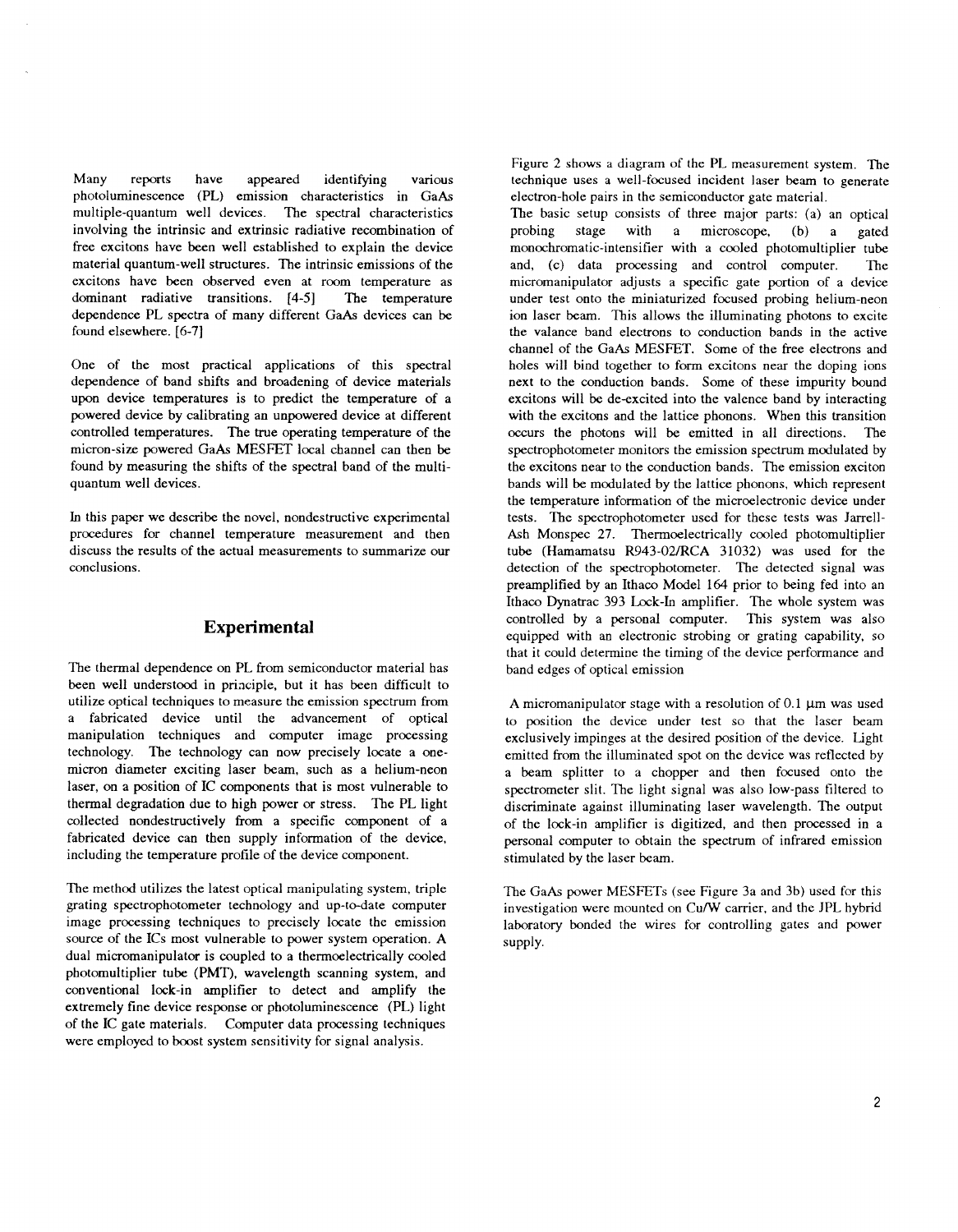Many reports have appeared identifying various photoluminescence (PL) emission characteristics in GaAs multiple-quantum well devices. The spectral characteristics involving the intrinsic and extrinsic radiative recombination of free excitons have been well established to explain the device material quantum-well structures. The intrinsic emissions of the excitons have been observed even at room temperature as dominant radiative transitions. [4-5] The temperature dependence PL spectra of many different GaAs devices can be found elsewhere. [6-7]

One of the most practical applications of this spectral dependence of band shifts and broadening of device materials upon device temperatures is to predict the temperature of a powered device by calibrating an unpowered device at different controlled temperatures. The true operating temperature of the micron-size powered GaAs MESFET local channel can then be found by measuring the shifts of the spectral band of the multi-quantum well devices.

In this paper we describe the novel, nondestructive experimental procedures for channel temperature measurement and then discuss the results of the actual measurements to summarize our conclusions.

## Experimental

The thermal dependence on PL from semiconductor material has been well understood in principle, but it has been difficult to utilize optical techniques to measure the emission spectrum from a fabricated device until the advancement of optical manipulation techniques and computer image processing technology. The technology can now precisely locate a one-micron diameter exciting laser beam, such as a helium-neon laser, on a position of IC components that is most vulnerable to thermal degradation due to high power or stress. The PL light collected nondestructively from a specific component of a fabricated device can then supply information of the device, including the temperature profile of the device component.

The method utilizes the latest optical manipulating system, triple grating spectrophotometer technology and up-to-date computer image processing techniques to precisely locate the emission source of the ICs most vulnerable to power system operation. A dual micromanipulator is coupled to a thermoelectrically cooled photomultiplier tube (PMT), wavelength scanning system, and conventional lock-in amplifier to detect and amplify the extremely fine device response or photoluminescence (PL) light of the IC gate materials. Computer data processing techniques were employed to boost system sensitivity for signal analysis.

Figure 2 shows a diagram of the PL measurement system. The technique uses a well-focused incident laser beam to generate electron-hole pairs in the semiconductor gate material.
The basic setup consists of three major parts: (a) an optical probing stage with a microscope, (b) a gated monochromatic-intensifier with a cooled photomultiplier tube and, (c) data processing and control computer. The micromanipulator adjusts a specific gate portion of a device under test onto the miniaturized focused probing helium-neon ion laser beam. This allows the illuminating photons to excite the valance band electrons to conduction bands in the active channel of the GaAs MESFET. Some of the free electrons and holes will bind together to form excitons near the doping ions next to the conduction bands. Some of these impurity bound excitons will be de-excited into the valence band by interacting with the excitons and the lattice phonons. When this transition occurs the photons will be emitted in all directions. The spectrophotometer monitors the emission spectrum modulated by the excitons near to the conduction bands. The emission exciton bands will be modulated by the lattice phonons, which represent the temperature information of the microelectronic device under tests. The spectrophotometer used for these tests was Jarrell-Ash Monspec 27. Thermoelectrically cooled photomultiplier tube (Hamamatsu R943-02/RCA 31032) was used for the detection of the spectrophotometer. The detected signal was preamplified by an Ithaco Model 164 prior to being fed into an Ithaco Dynatrac 393 Lock-In amplifier. The whole system was controlled by a personal computer. This system was also equipped with an electronic strobing or grating capability, so that it could determine the timing of the device performance and band edges of optical emission

A micromanipulator stage with a resolution of 0.1 μm was used to position the device under test so that the laser beam exclusively impinges at the desired position of the device. Light emitted from the illuminated spot on the device was reflected by a beam splitter to a chopper and then focused onto the spectrometer slit. The light signal was also low-pass filtered to discriminate against illuminating laser wavelength. The output of the lock-in amplifier is digitized, and then processed in a personal computer to obtain the spectrum of infrared emission stimulated by the laser beam.

The GaAs power MESFETs (see Figure 3a and 3b) used for this investigation were mounted on Cu/W carrier, and the JPL hybrid laboratory bonded the wires for controlling gates and power supply.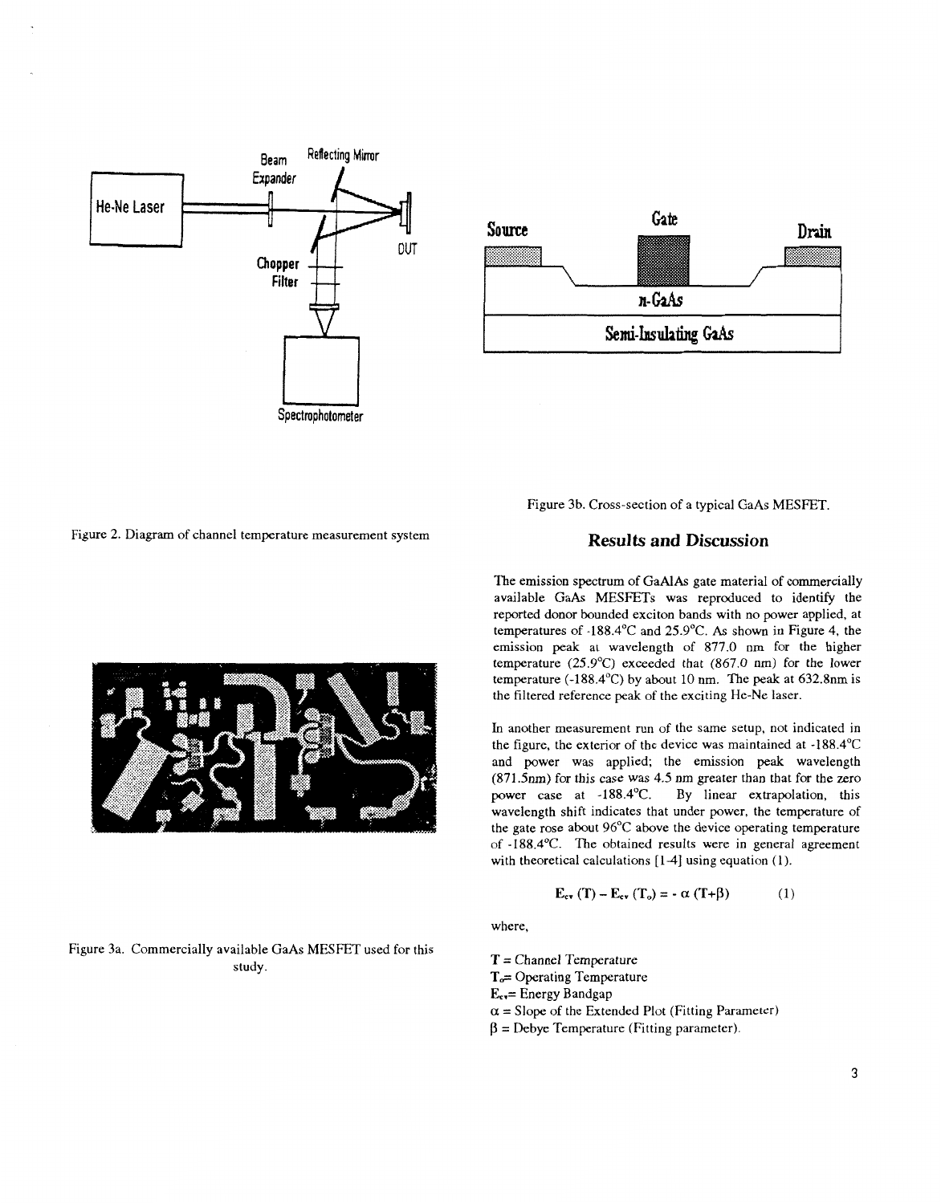Figure 2. Diagram of channel temperature measurement system

Figure 3a. Commercially available GaAs MESFET used for this study.

Figure 3b. Cross-section of a typical GaAs MESFET.

## Results and Discussion

The emission spectrum of GaAlAs gate material of commercially available GaAs MESFETs was reproduced to identify the reported donor bounded exciton bands with no power applied, at temperatures of -188.4°C and 25.9°C. As shown in Figure 4, the emission peak at wavelength of 877.0 nm for the higher temperature (25.9°C) exceeded that (867.0 nm) for the lower temperature (-188.4°C) by about 10 nm. The peak at 632.8nm is the filtered reference peak of the exciting He-Ne laser.

In another measurement run of the same setup, not indicated in the figure, the exterior of the device was maintained at -188.4°C and power was applied; the emission peak wavelength (871.5nm) for this case was 4.5 nm greater than that for the zero power case at -188.4°C. By linear extrapolation, this wavelength shift indicates that under power, the temperature of the gate rose about 96°C above the device operating temperature of -188.4°C. The obtained results were in general agreement with theoretical calculations [1-4] using equation (1).

$$E_{cv}(T) - E_{cv}(T_o) = -\alpha(T+\beta) \qquad (1)$$

where,

$T$ = Channel Temperature
$T_o$= Operating Temperature
$E_{cv}$= Energy Bandgap
$\alpha$ = Slope of the Extended Plot (Fitting Parameter)
$\beta$ = Debye Temperature (Fitting parameter).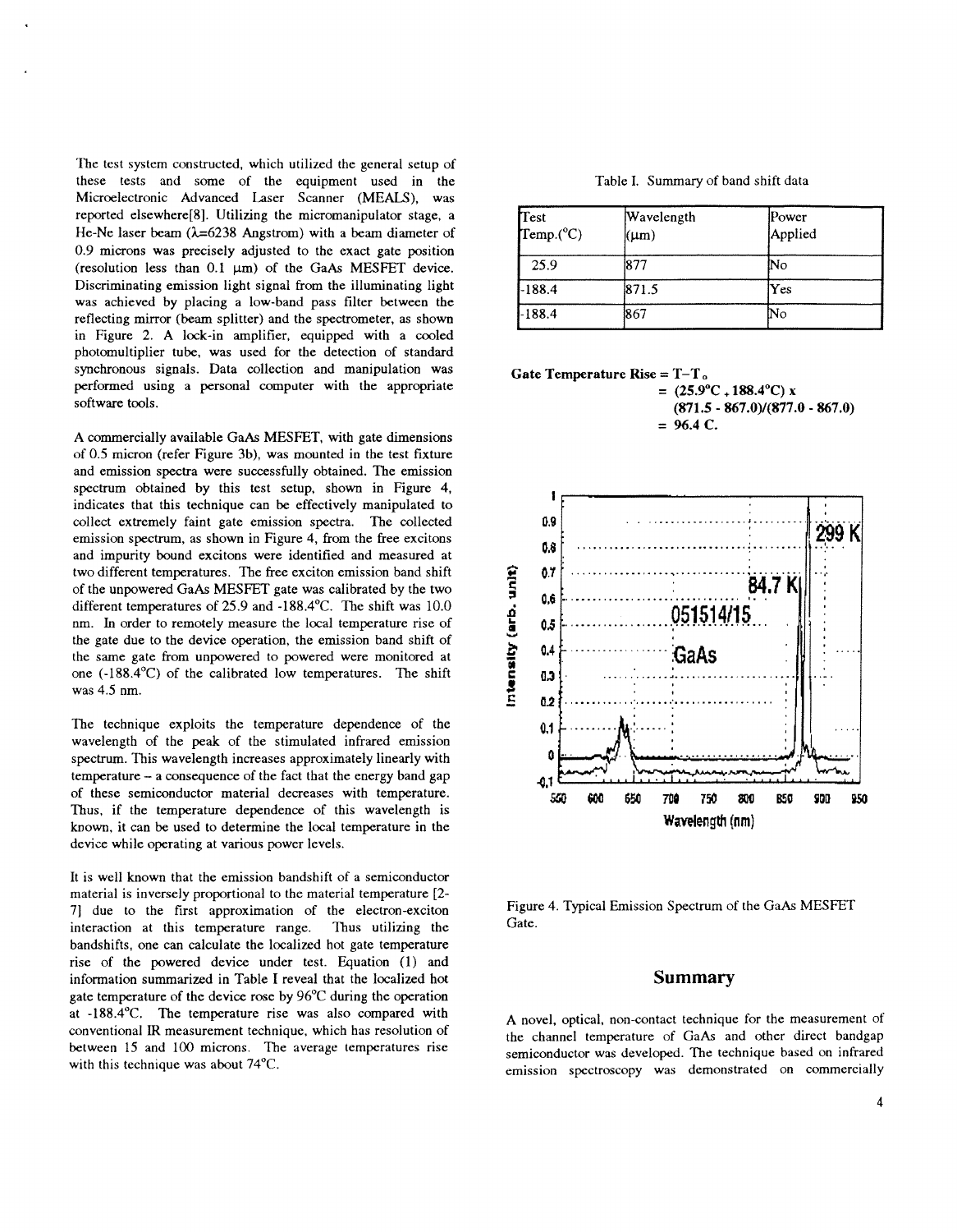The test system constructed, which utilized the general setup of these tests and some of the equipment used in the Microelectronic Advanced Laser Scanner (MEALS), was reported elsewhere[8]. Utilizing the micromanipulator stage, a He-Ne laser beam ($\lambda$=6238 Angstrom) with a beam diameter of 0.9 microns was precisely adjusted to the exact gate position (resolution less than 0.1 $\mu$m) of the GaAs MESFET device. Discriminating emission light signal from the illuminating light was achieved by placing a low-band pass filter between the reflecting mirror (beam splitter) and the spectrometer, as shown in Figure 2. A lock-in amplifier, equipped with a cooled photomultiplier tube, was used for the detection of standard synchronous signals. Data collection and manipulation was performed using a personal computer with the appropriate software tools.

A commercially available GaAs MESFET, with gate dimensions of 0.5 micron (refer Figure 3b), was mounted in the test fixture and emission spectra were successfully obtained. The emission spectrum obtained by this test setup, shown in Figure 4, indicates that this technique can be effectively manipulated to collect extremely faint gate emission spectra. The collected emission spectrum, as shown in Figure 4, from the free excitons and impurity bound excitons were identified and measured at two different temperatures. The free exciton emission band shift of the unpowered GaAs MESFET gate was calibrated by the two different temperatures of 25.9 and -188.4°C. The shift was 10.0 nm. In order to remotely measure the local temperature rise of the gate due to the device operation, the emission band shift of the same gate from unpowered to powered were monitored at one (-188.4°C) of the calibrated low temperatures. The shift was 4.5 nm.

The technique exploits the temperature dependence of the wavelength of the peak of the stimulated infrared emission spectrum. This wavelength increases approximately linearly with temperature – a consequence of the fact that the energy band gap of these semiconductor material decreases with temperature. Thus, if the temperature dependence of this wavelength is known, it can be used to determine the local temperature in the device while operating at various power levels.

It is well known that the emission bandshift of a semiconductor material is inversely proportional to the material temperature [2-7] due to the first approximation of the electron-exciton interaction at this temperature range. Thus utilizing the bandshifts, one can calculate the localized hot gate temperature rise of the powered device under test. Equation (1) and information summarized in Table I reveal that the localized hot gate temperature of the device rose by 96°C during the operation at -188.4°C. The temperature rise was also compared with conventional IR measurement technique, which has resolution of between 15 and 100 microns. The average temperatures rise with this technique was about 74°C.

Table I. Summary of band shift data

| Test Temp.(°C) | Wavelength ($\mu$m) | Power Applied |
|---|---|---|
| 25.9 | 877 | No |
| -188.4 | 871.5 | Yes |
| -188.4 | 867 | No |

**Gate Temperature Rise = $T - T_o$**

$$= (25.9^\circ C + 188.4^\circ C) \times (871.5 - 867.0)/(877.0 - 867.0) = 96.4\ C.$$

Figure 4. Typical Emission Spectrum of the GaAs MESFET Gate.

## Summary

A novel, optical, non-contact technique for the measurement of the channel temperature of GaAs and other direct bandgap semiconductor was developed. The technique based on infrared emission spectroscopy was demonstrated on commercially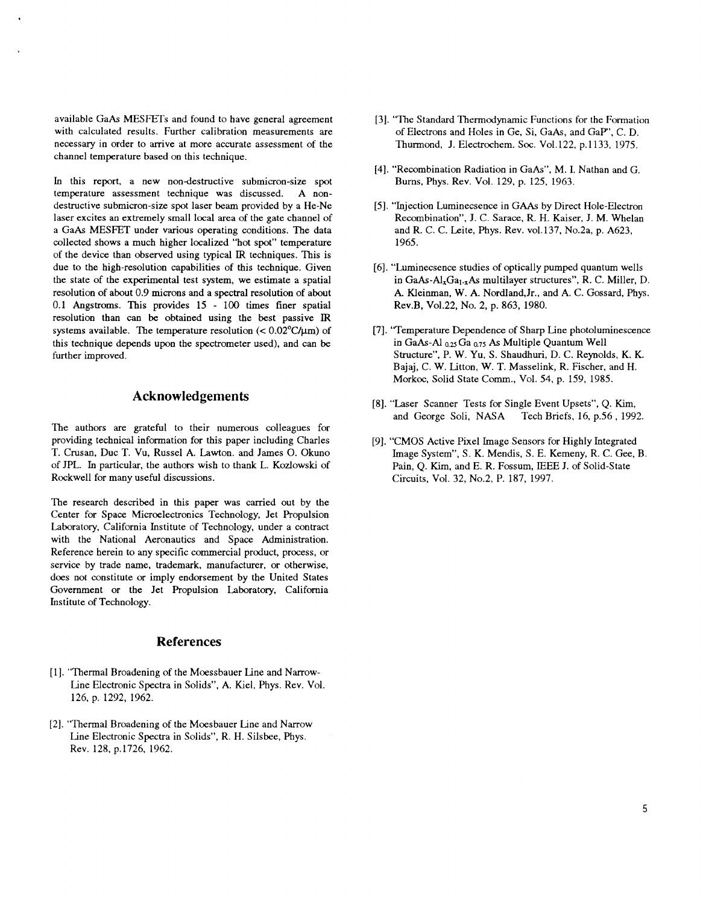available GaAs MESFETs and found to have general agreement with calculated results. Further calibration measurements are necessary in order to arrive at more accurate assessment of the channel temperature based on this technique.

In this report, a new non-destructive submicron-size spot temperature assessment technique was discussed. A non-destructive submicron-size spot laser beam provided by a He-Ne laser excites an extremely small local area of the gate channel of a GaAs MESFET under various operating conditions. The data collected shows a much higher localized "hot spot" temperature of the device than observed using typical IR techniques. This is due to the high-resolution capabilities of this technique. Given the state of the experimental test system, we estimate a spatial resolution of about 0.9 microns and a spectral resolution of about 0.1 Angstroms. This provides 15 - 100 times finer spatial resolution than can be obtained using the best passive IR systems available. The temperature resolution ($< 0.02°C/\mu m$) of this technique depends upon the spectrometer used), and can be further improved.

## Acknowledgements

The authors are grateful to their numerous colleagues for providing technical information for this paper including Charles T. Crusan, Duc T. Vu, Russel A. Lawton. and James O. Okuno of JPL. In particular, the authors wish to thank L. Kozlowski of Rockwell for many useful discussions.

The research described in this paper was carried out by the Center for Space Microelectronics Technology, Jet Propulsion Laboratory, California Institute of Technology, under a contract with the National Aeronautics and Space Administration. Reference herein to any specific commercial product, process, or service by trade name, trademark, manufacturer, or otherwise, does not constitute or imply endorsement by the United States Government or the Jet Propulsion Laboratory, California Institute of Technology.

## References

[1]. "Thermal Broadening of the Moessbauer Line and Narrow-Line Electronic Spectra in Solids", A. Kiel, Phys. Rev. Vol. 126, p. 1292, 1962.

[2]. "Thermal Broadening of the Moesbauer Line and Narrow Line Electronic Spectra in Solids", R. H. Silsbee, Phys. Rev. 128, p.1726, 1962.

[3]. "The Standard Thermodynamic Functions for the Formation of Electrons and Holes in Ge, Si, GaAs, and GaP", C. D. Thurmond, J. Electrochem. Soc. Vol.122, p.1133, 1975.

[4]. "Recombination Radiation in GaAs", M. I. Nathan and G. Burns, Phys. Rev. Vol. 129, p. 125, 1963.

[5]. "Injection Luminecsence in GAAs by Direct Hole-Electron Recombination", J. C. Sarace, R. H. Kaiser, J. M. Whelan and R. C. C. Leite, Phys. Rev. vol.137, No.2a, p. A623, 1965.

[6]. "Luminecsence studies of optically pumped quantum wells in GaAs-$Al_xGa_{1-x}As$ multilayer structures", R. C. Miller, D. A. Kleinman, W. A. Nordland,Jr., and A. C. Gossard, Phys. Rev.B, Vol.22, No. 2, p. 863, 1980.

[7]. "Temperature Dependence of Sharp Line photoluminescence in GaAs-$Al_{0.25}Ga_{0.75}As$ Multiple Quantum Well Structure", P. W. Yu, S. Shaudhuri, D. C. Reynolds, K. K. Bajaj, C. W. Litton, W. T. Masselink, R. Fischer, and H. Morkoc, Solid State Comm., Vol. 54, p. 159, 1985.

[8]. "Laser Scanner Tests for Single Event Upsets", Q. Kim, and George Soli, NASA Tech Briefs, 16, p.56 , 1992.

[9]. "CMOS Active Pixel Image Sensors for Highly Integrated Image System", S. K. Mendis, S. E. Kemeny, R. C. Gee, B. Pain, Q. Kim, and E. R. Fossum, IEEE J. of Solid-State Circuits, Vol. 32, No.2, P. 187, 1997.